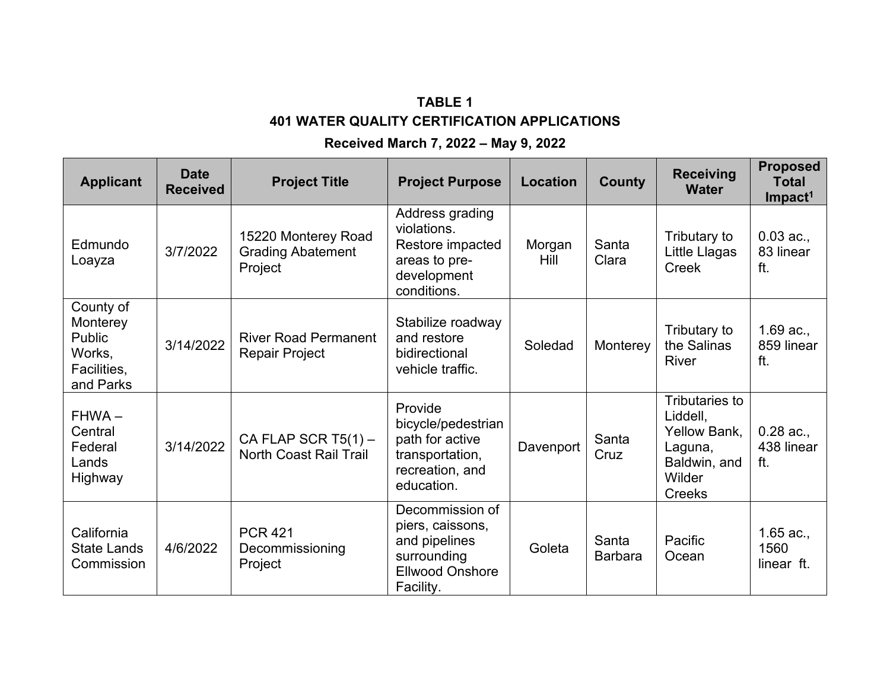**TABLE 1**

**401 WATER QUALITY CERTIFICATION APPLICATIONS**

**Received March 7, 2022 – May 9, 2022**

| Applicant | Date Received | Project Title | Project Purpose | Location | County | Receiving Water | Proposed Total Impact[1] |
|---|---|---|---|---|---|---|---|
| Edmundo Loayza | 3/7/2022 | 15220 Monterey Road Grading Abatement Project | Address grading violations. Restore impacted areas to pre-development conditions. | Morgan Hill | Santa Clara | Tributary to Little Llagas Creek | 0.03 ac., 83 linear ft. |
| County of Monterey Public Works, Facilities, and Parks | 3/14/2022 | River Road Permanent Repair Project | Stabilize roadway and restore bidirectional vehicle traffic. | Soledad | Monterey | Tributary to the Salinas River | 1.69 ac., 859 linear ft. |
| FHWA – Central Federal Lands Highway | 3/14/2022 | CA FLAP SCR T5(1) – North Coast Rail Trail | Provide bicycle/pedestrian path for active transportation, recreation, and education. | Davenport | Santa Cruz | Tributaries to Liddell, Yellow Bank, Laguna, Baldwin, and Wilder Creeks | 0.28 ac., 438 linear ft. |
| California State Lands Commission | 4/6/2022 | PCR 421 Decommissioning Project | Decommission of piers, caissons, and pipelines surrounding Ellwood Onshore Facility. | Goleta | Santa Barbara | Pacific Ocean | 1.65 ac., 1560 linear ft. |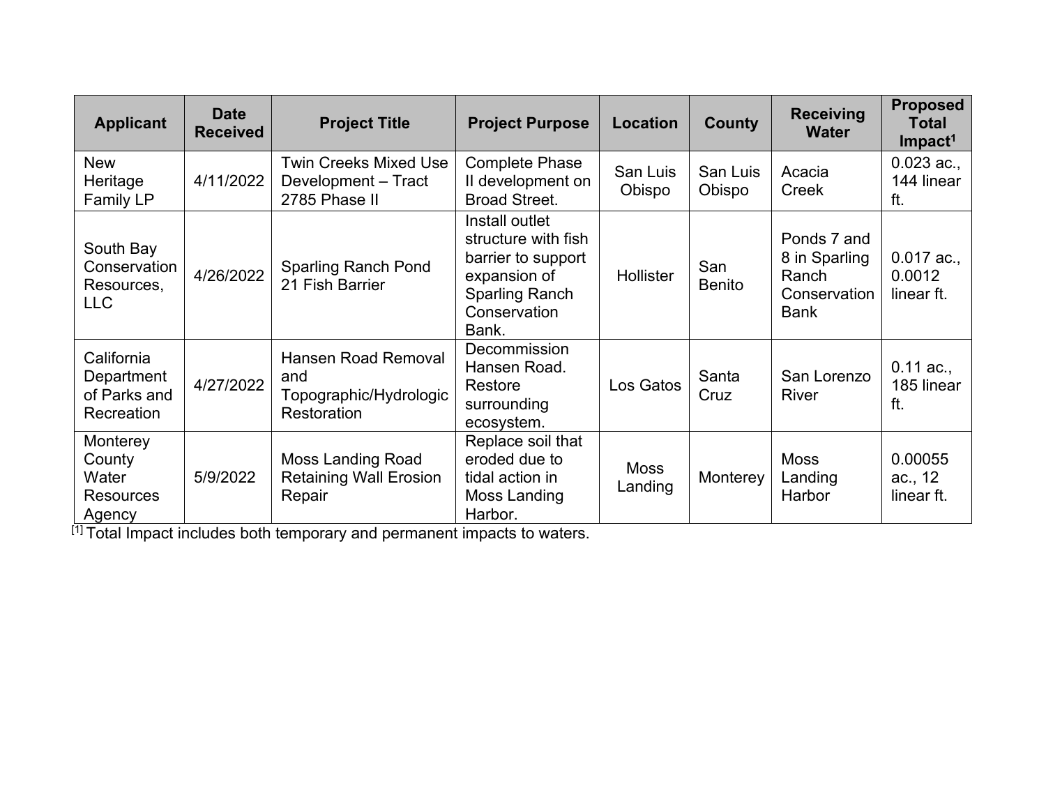| Applicant | Date Received | Project Title | Project Purpose | Location | County | Receiving Water | Proposed Total Impact[1] |
| --- | --- | --- | --- | --- | --- | --- | --- |
| New Heritage Family LP | 4/11/2022 | Twin Creeks Mixed Use Development – Tract 2785 Phase II | Complete Phase II development on Broad Street. | San Luis Obispo | San Luis Obispo | Acacia Creek | 0.023 ac., 144 linear ft. |
| South Bay Conservation Resources, LLC | 4/26/2022 | Sparling Ranch Pond 21 Fish Barrier | Install outlet structure with fish barrier to support expansion of Sparling Ranch Conservation Bank. | Hollister | San Benito | Ponds 7 and 8 in Sparling Ranch Conservation Bank | 0.017 ac., 0.0012 linear ft. |
| California Department of Parks and Recreation | 4/27/2022 | Hansen Road Removal and Topographic/Hydrologic Restoration | Decommission Hansen Road. Restore surrounding ecosystem. | Los Gatos | Santa Cruz | San Lorenzo River | 0.11 ac., 185 linear ft. |
| Monterey County Water Resources Agency | 5/9/2022 | Moss Landing Road Retaining Wall Erosion Repair | Replace soil that eroded due to tidal action in Moss Landing Harbor. | Moss Landing | Monterey | Moss Landing Harbor | 0.00055 ac., 12 linear ft. |

[1] Total Impact includes both temporary and permanent impacts to waters.